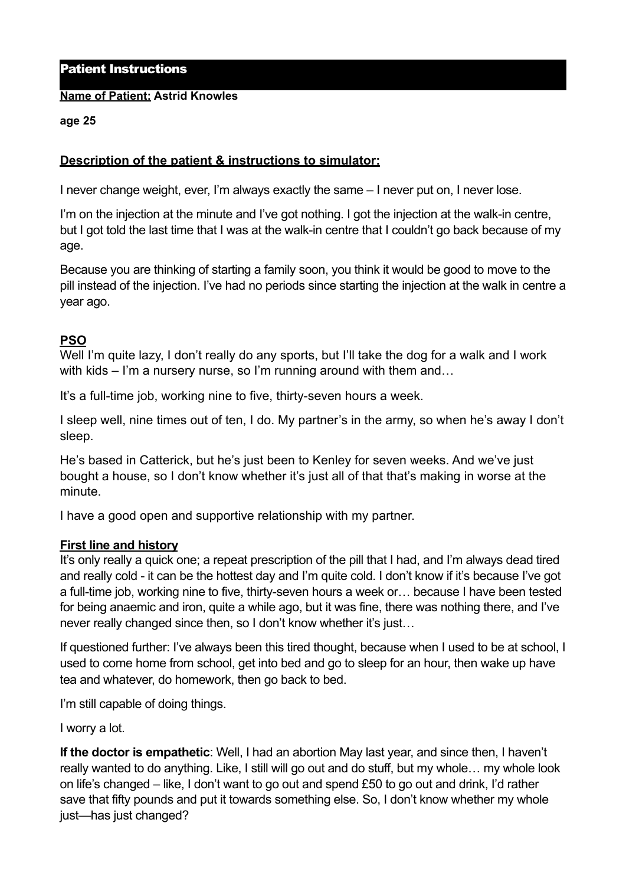# Patient Instructions

**Name of Patient: Astrid Knowles**

**age 25**

## Description of the patient & instructions to simulator:

I never change weight, ever, I'm always exactly the same – I never put on, I never lose.

I'm on the injection at the minute and I've got nothing. I got the injection at the walk-in centre, but I got told the last time that I was at the walk-in centre that I couldn't go back because of my age.

Because you are thinking of starting a family soon, you think it would be good to move to the pill instead of the injection. I've had no periods since starting the injection at the walk in centre a year ago.

## PSO

Well I'm quite lazy, I don't really do any sports, but I'll take the dog for a walk and I work with kids – I'm a nursery nurse, so I'm running around with them and…

It's a full-time job, working nine to five, thirty-seven hours a week.

I sleep well, nine times out of ten, I do. My partner's in the army, so when he's away I don't sleep.

He's based in Catterick, but he's just been to Kenley for seven weeks. And we've just bought a house, so I don't know whether it's just all of that that's making in worse at the minute.

I have a good open and supportive relationship with my partner.

## First line and history

It's only really a quick one; a repeat prescription of the pill that I had, and I'm always dead tired and really cold - it can be the hottest day and I'm quite cold. I don't know if it's because I've got a full-time job, working nine to five, thirty-seven hours a week or… because I have been tested for being anaemic and iron, quite a while ago, but it was fine, there was nothing there, and I've never really changed since then, so I don't know whether it's just…

If questioned further: I've always been this tired thought, because when I used to be at school, I used to come home from school, get into bed and go to sleep for an hour, then wake up have tea and whatever, do homework, then go back to bed.

I'm still capable of doing things.

I worry a lot.

**If the doctor is empathetic**: Well, I had an abortion May last year, and since then, I haven't really wanted to do anything. Like, I still will go out and do stuff, but my whole… my whole look on life's changed – like, I don't want to go out and spend £50 to go out and drink, I'd rather save that fifty pounds and put it towards something else. So, I don't know whether my whole just—has just changed?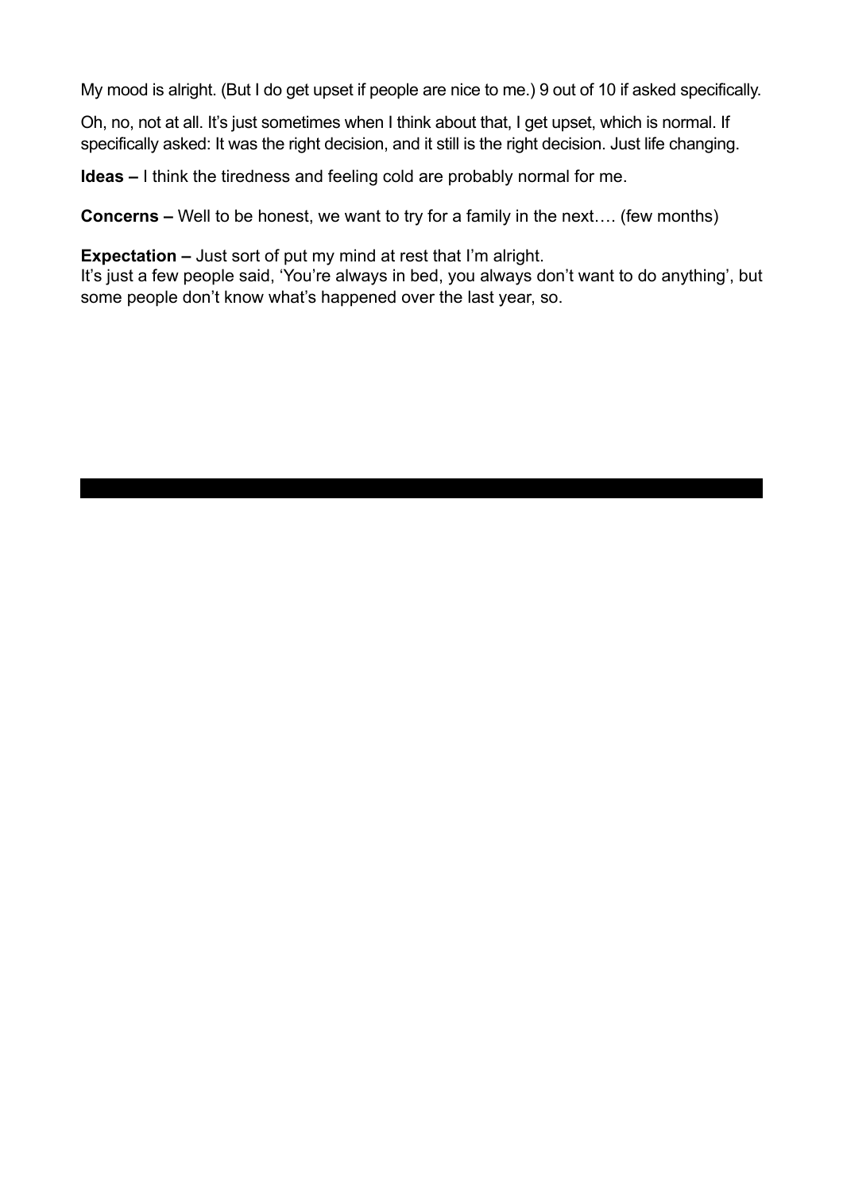My mood is alright. (But I do get upset if people are nice to me.) 9 out of 10 if asked specifically.

Oh, no, not at all. It's just sometimes when I think about that, I get upset, which is normal. If specifically asked: It was the right decision, and it still is the right decision. Just life changing.

**Ideas –** I think the tiredness and feeling cold are probably normal for me.

**Concerns –** Well to be honest, we want to try for a family in the next…. (few months)

**Expectation –** Just sort of put my mind at rest that I'm alright.
It's just a few people said, 'You're always in bed, you always don't want to do anything', but some people don't know what's happened over the last year, so.